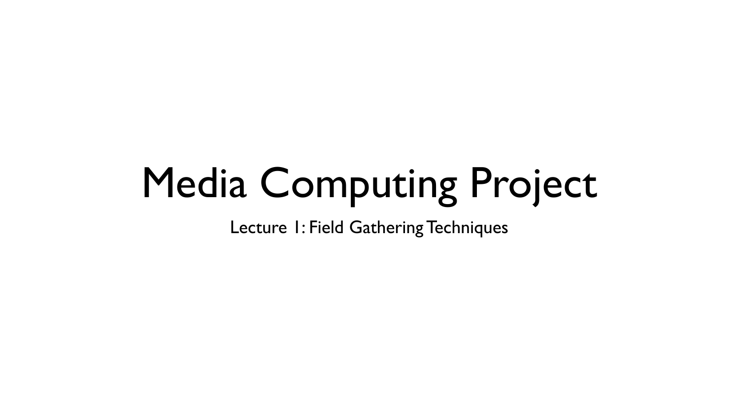# Media Computing Project

Lecture 1: Field Gathering Techniques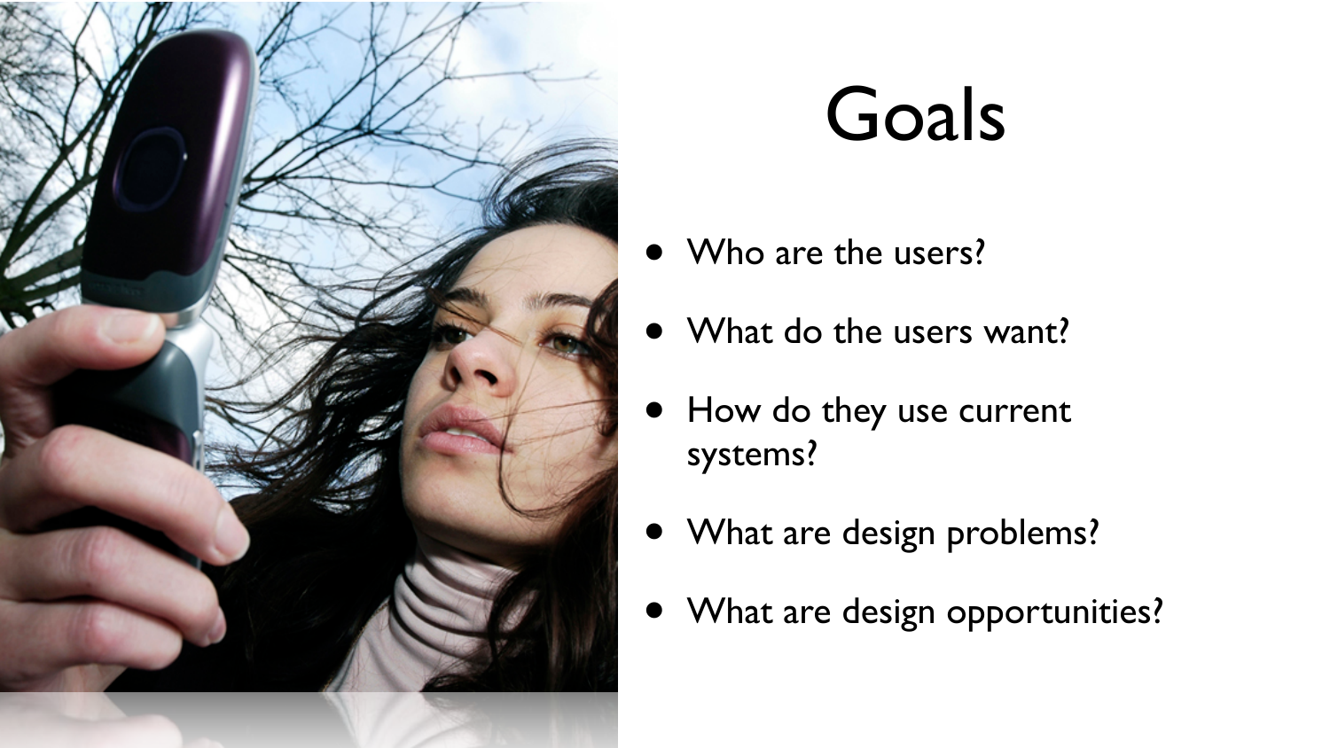# Goals

- Who are the users?
- What do the users want?
- How do they use current systems?
- What are design problems?
- What are design opportunities?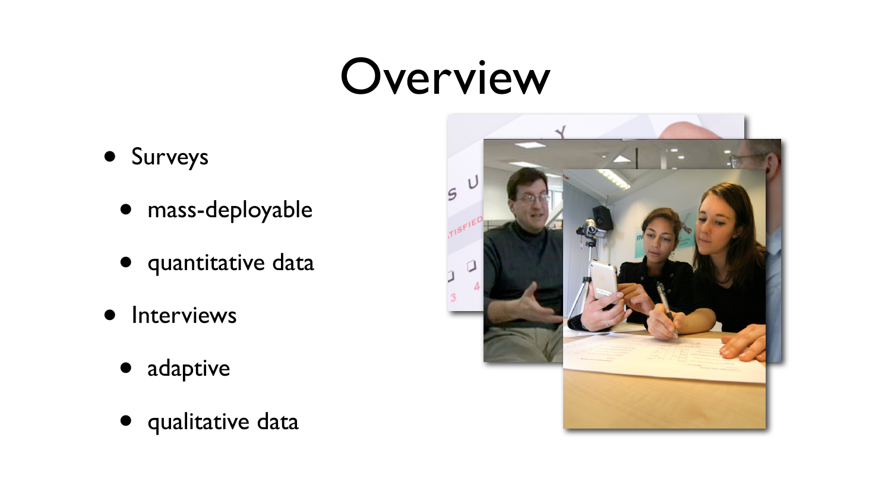# Overview

- Surveys
  - mass-deployable
  - quantitative data
- Interviews
  - adaptive
  - qualitative data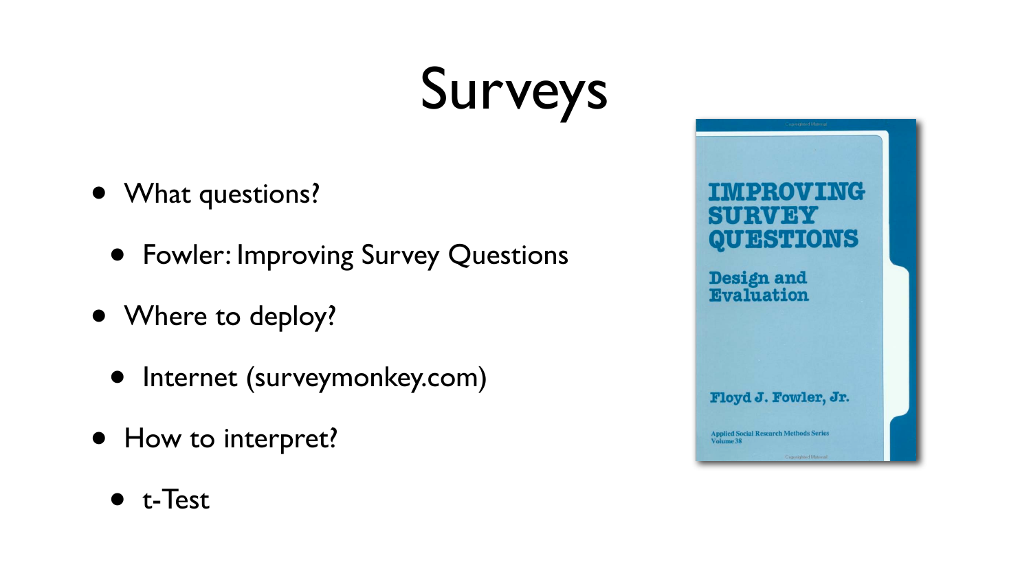# Surveys

- What questions?
  - Fowler: Improving Survey Questions
- Where to deploy?
  - Internet (surveymonkey.com)
- How to interpret?
  - t-Test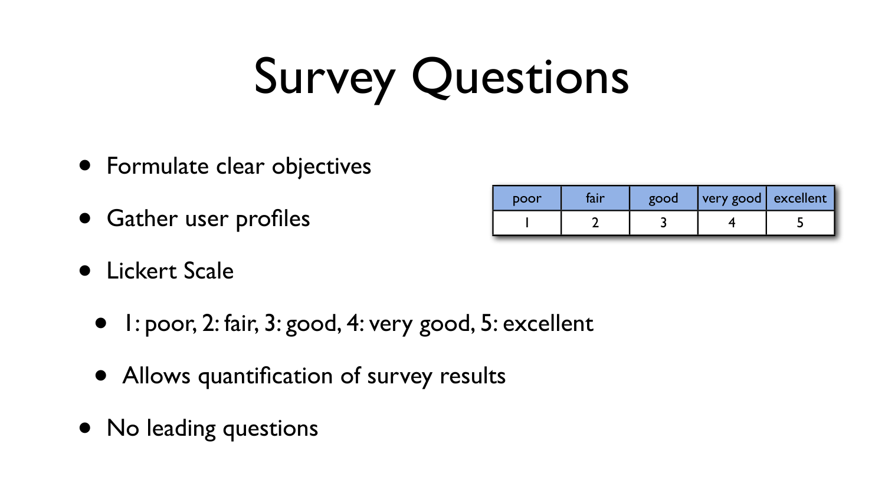# Survey Questions

- Formulate clear objectives
- Gather user profiles
- Lickert Scale
  - 1: poor, 2: fair, 3: good, 4: very good, 5: excellent
  - Allows quantification of survey results
- No leading questions

| poor | fair | good | very good | excellent |
| --- | --- | --- | --- | --- |
| 1 | 2 | 3 | 4 | 5 |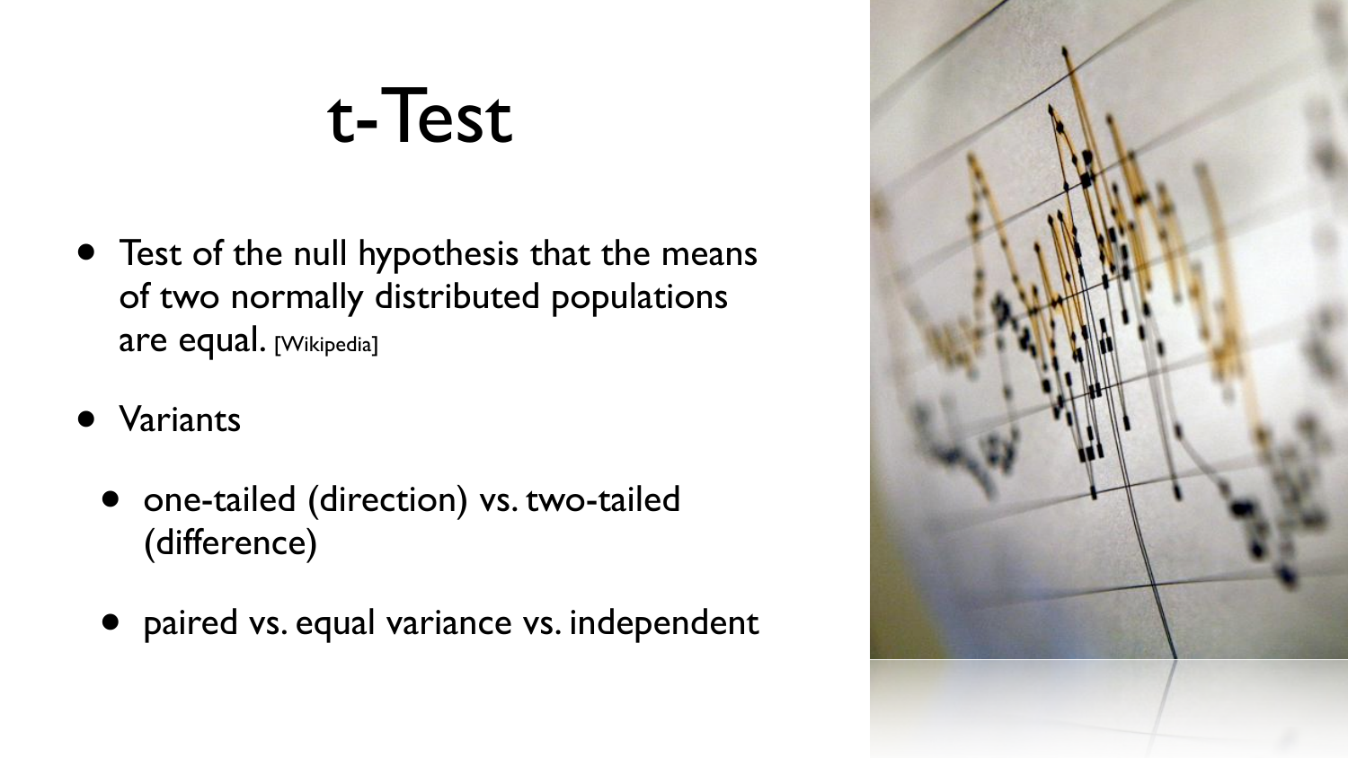# t-Test

- Test of the null hypothesis that the means of two normally distributed populations are equal. [Wikipedia]
- Variants
  - one-tailed (direction) vs. two-tailed (difference)
  - paired vs. equal variance vs. independent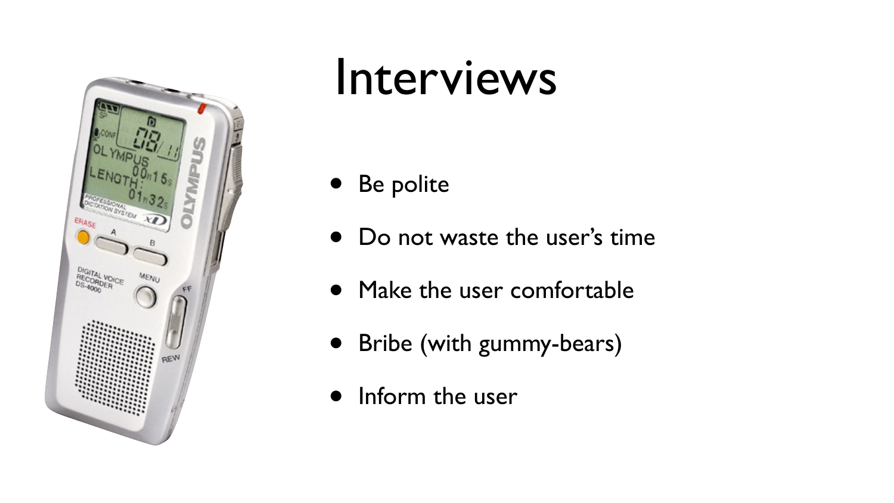# Interviews

- Be polite
- Do not waste the user's time
- Make the user comfortable
- Bribe (with gummy-bears)
- Inform the user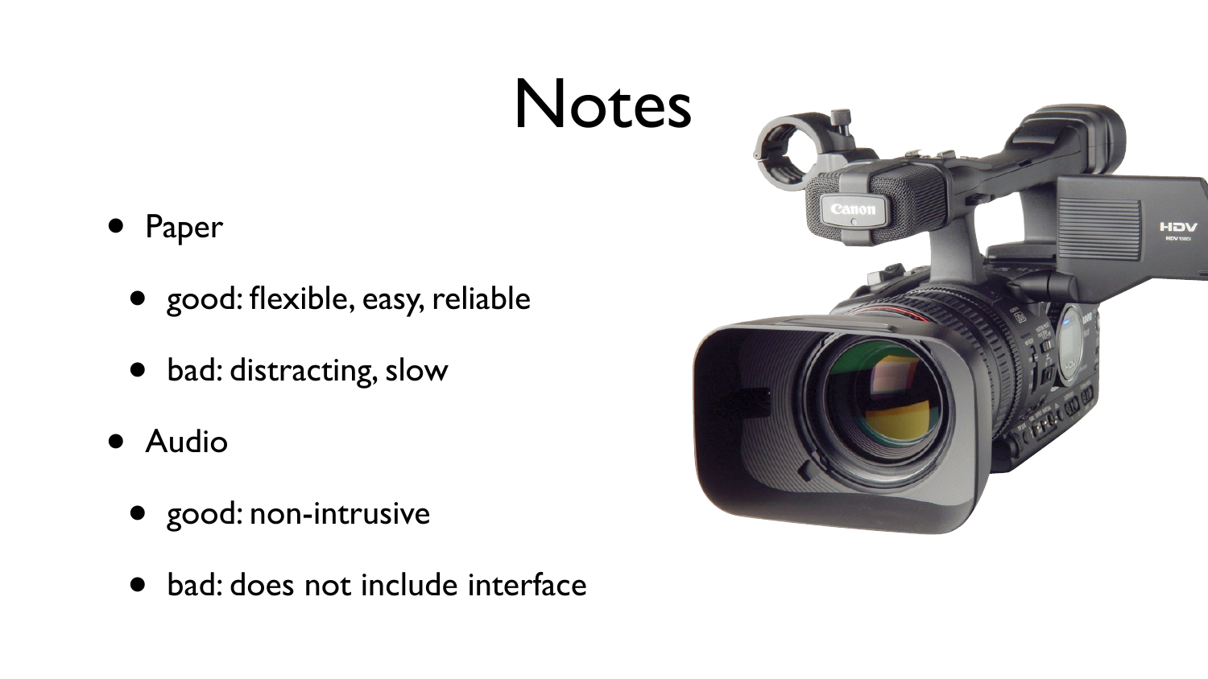# Notes

- Paper
  - good: flexible, easy, reliable
  - bad: distracting, slow
- Audio
  - good: non-intrusive
  - bad: does not include interface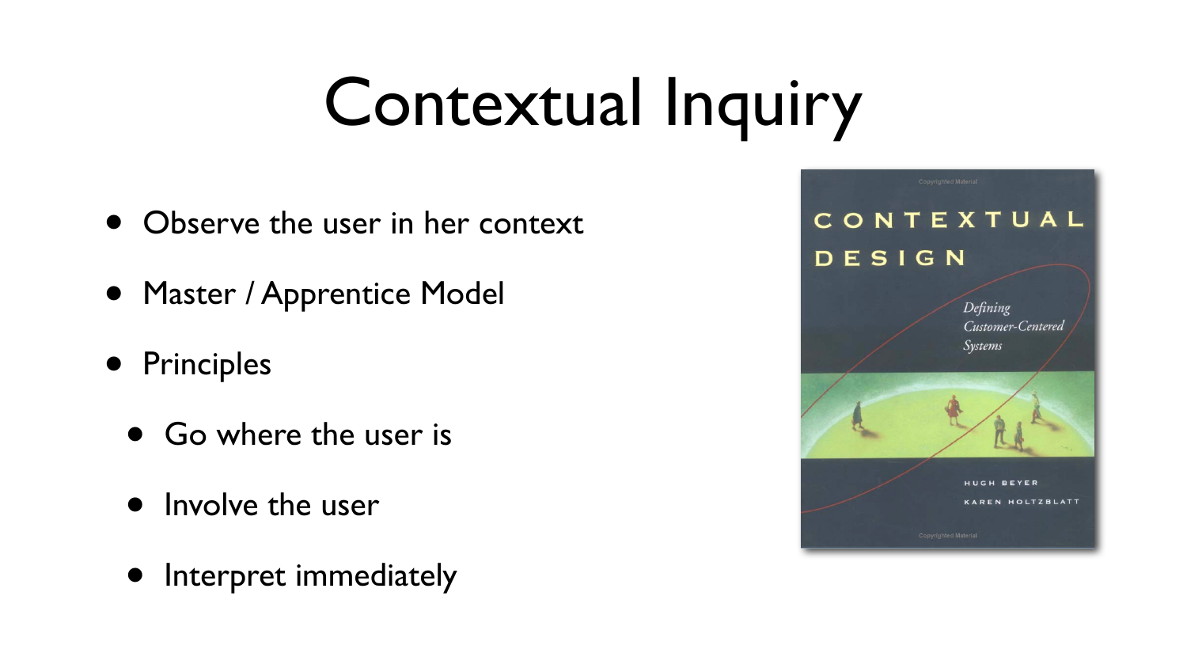# Contextual Inquiry

- Observe the user in her context
- Master / Apprentice Model
- Principles
  - Go where the user is
  - Involve the user
  - Interpret immediately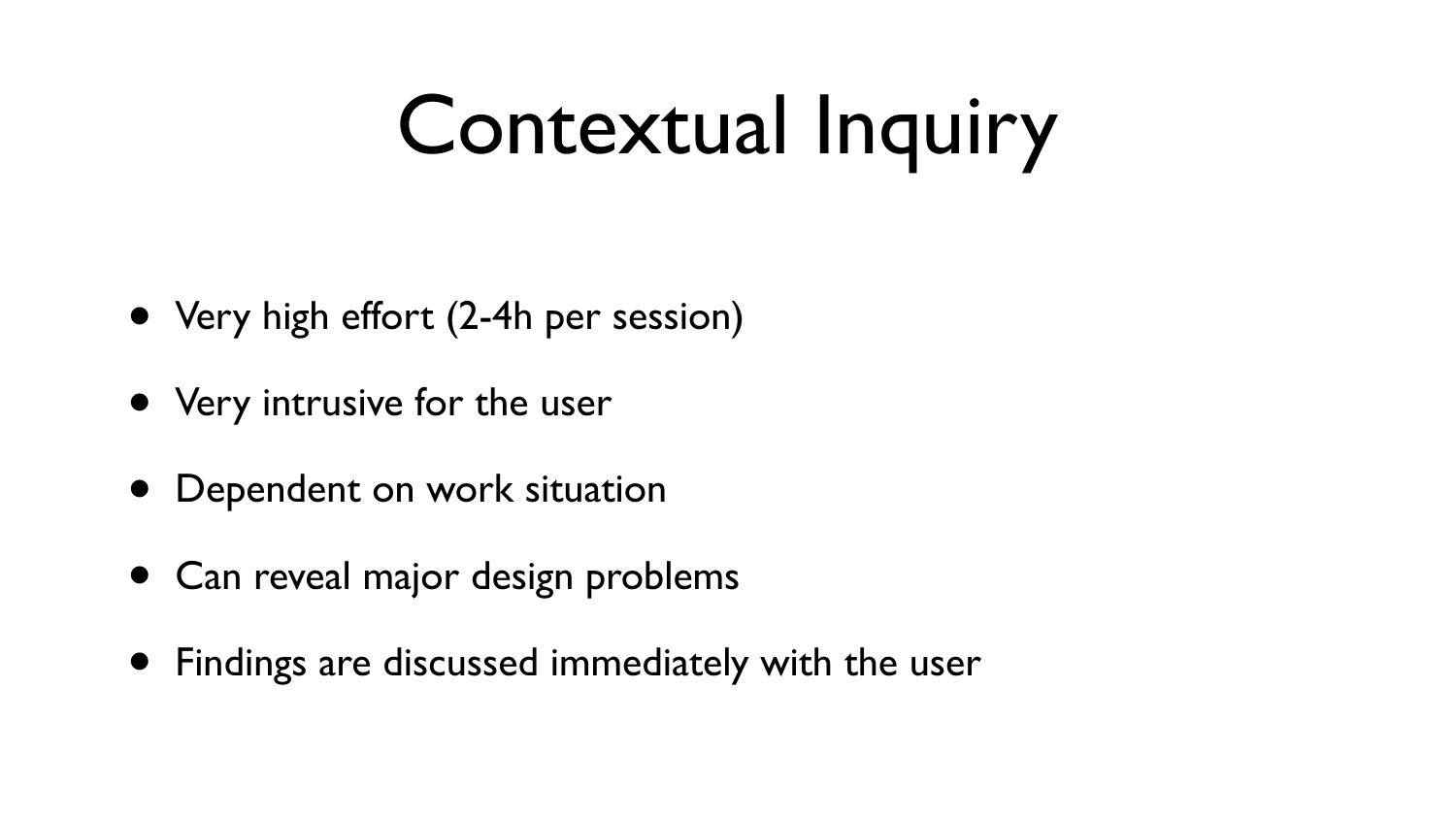# Contextual Inquiry

- Very high effort (2-4h per session)
- Very intrusive for the user
- Dependent on work situation
- Can reveal major design problems
- Findings are discussed immediately with the user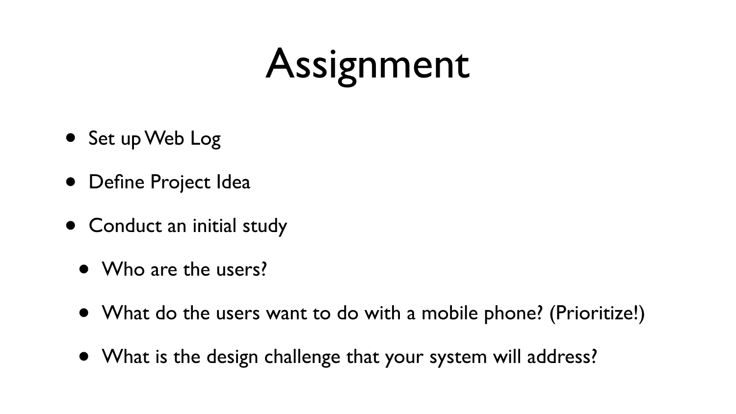# Assignment

- Set up Web Log
- Define Project Idea
- Conduct an initial study
  - Who are the users?
  - What do the users want to do with a mobile phone? (Prioritize!)
  - What is the design challenge that your system will address?